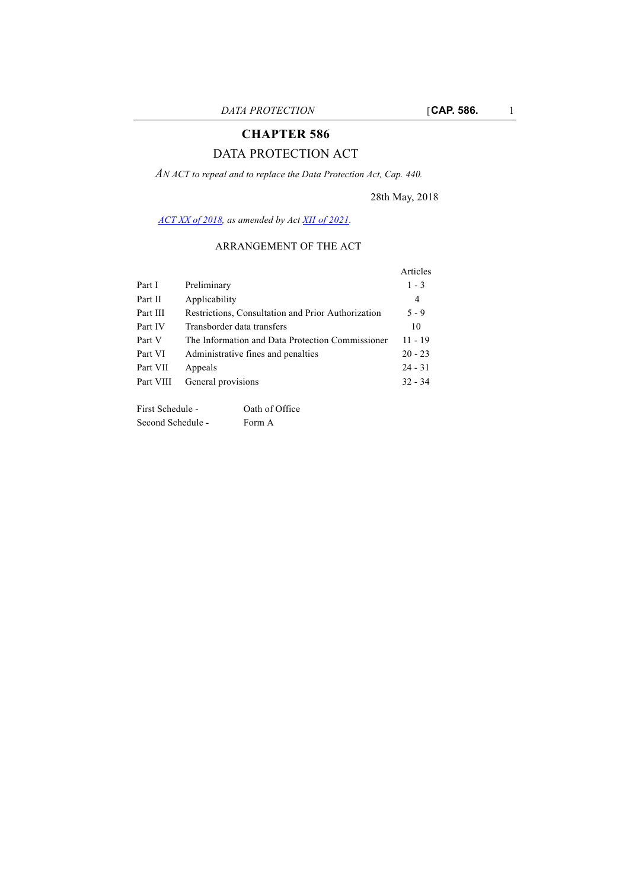# CHAPTER 586

## DATA PROTECTION ACT

*AN ACT to repeal and to replace the Data Protection Act, Cap. 440.*

28th May, 2018

*ACT XX of 2018, as amended by Act XII of 2021.*

### ARRANGEMENT OF THE ACT

| | | Articles |
|---|---|---|
| Part I | Preliminary | 1 - 3 |
| Part II | Applicability | 4 |
| Part III | Restrictions, Consultation and Prior Authorization | 5 - 9 |
| Part IV | Transborder data transfers | 10 |
| Part V | The Information and Data Protection Commissioner | 11 - 19 |
| Part VI | Administrative fines and penalties | 20 - 23 |
| Part VII | Appeals | 24 - 31 |
| Part VIII | General provisions | 32 - 34 |

| | |
|---|---|
| First Schedule - | Oath of Office |
| Second Schedule - | Form A |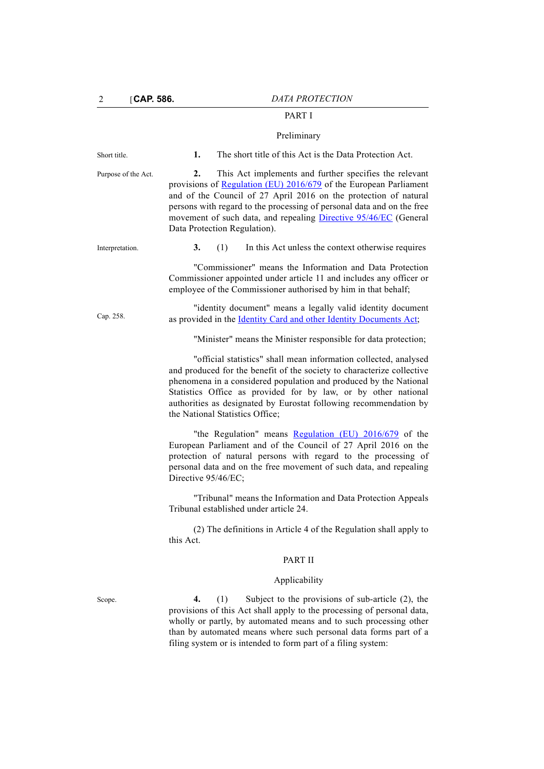## PART I

### Preliminary

Short title.

**1.** The short title of this Act is the Data Protection Act.

Purpose of the Act.

**2.** This Act implements and further specifies the relevant provisions of Regulation (EU) 2016/679 of the European Parliament and of the Council of 27 April 2016 on the protection of natural persons with regard to the processing of personal data and on the free movement of such data, and repealing Directive 95/46/EC (General Data Protection Regulation).

Interpretation.

**3.** (1) In this Act unless the context otherwise requires

"Commissioner" means the Information and Data Protection Commissioner appointed under article 11 and includes any officer or employee of the Commissioner authorised by him in that behalf;

Cap. 258.

"identity document" means a legally valid identity document as provided in the Identity Card and other Identity Documents Act;

"Minister" means the Minister responsible for data protection;

"official statistics" shall mean information collected, analysed and produced for the benefit of the society to characterize collective phenomena in a considered population and produced by the National Statistics Office as provided for by law, or by other national authorities as designated by Eurostat following recommendation by the National Statistics Office;

"the Regulation" means Regulation (EU) 2016/679 of the European Parliament and of the Council of 27 April 2016 on the protection of natural persons with regard to the processing of personal data and on the free movement of such data, and repealing Directive 95/46/EC;

"Tribunal" means the Information and Data Protection Appeals Tribunal established under article 24.

(2) The definitions in Article 4 of the Regulation shall apply to this Act.

## PART II

### Applicability

Scope.

**4.** (1) Subject to the provisions of sub-article (2), the provisions of this Act shall apply to the processing of personal data, wholly or partly, by automated means and to such processing other than by automated means where such personal data forms part of a filing system or is intended to form part of a filing system: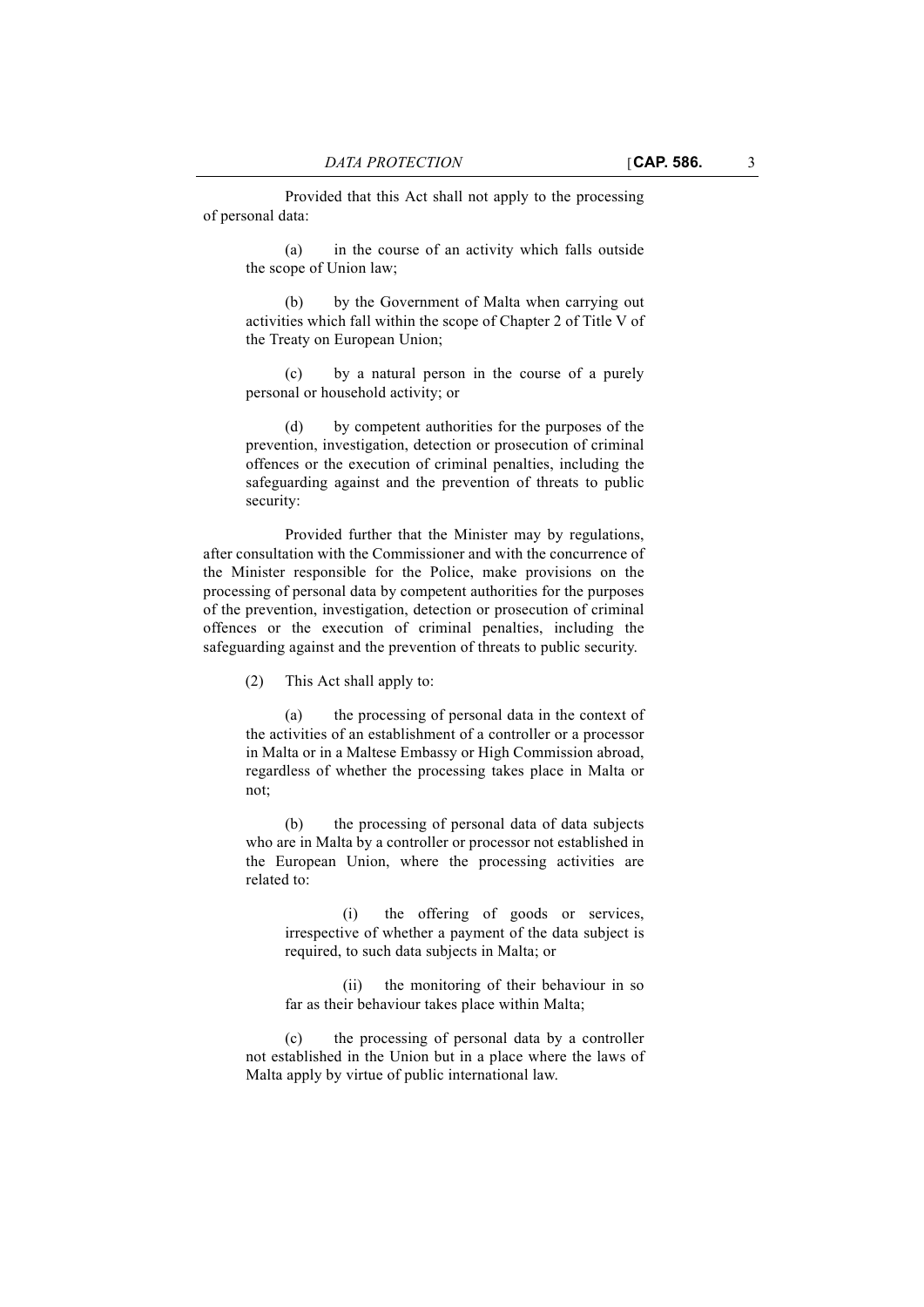Provided that this Act shall not apply to the processing of personal data:

(a) in the course of an activity which falls outside the scope of Union law;

(b) by the Government of Malta when carrying out activities which fall within the scope of Chapter 2 of Title V of the Treaty on European Union;

(c) by a natural person in the course of a purely personal or household activity; or

(d) by competent authorities for the purposes of the prevention, investigation, detection or prosecution of criminal offences or the execution of criminal penalties, including the safeguarding against and the prevention of threats to public security:

Provided further that the Minister may by regulations, after consultation with the Commissioner and with the concurrence of the Minister responsible for the Police, make provisions on the processing of personal data by competent authorities for the purposes of the prevention, investigation, detection or prosecution of criminal offences or the execution of criminal penalties, including the safeguarding against and the prevention of threats to public security.

(2) This Act shall apply to:

(a) the processing of personal data in the context of the activities of an establishment of a controller or a processor in Malta or in a Maltese Embassy or High Commission abroad, regardless of whether the processing takes place in Malta or not;

(b) the processing of personal data of data subjects who are in Malta by a controller or processor not established in the European Union, where the processing activities are related to:

(i) the offering of goods or services, irrespective of whether a payment of the data subject is required, to such data subjects in Malta; or

(ii) the monitoring of their behaviour in so far as their behaviour takes place within Malta;

(c) the processing of personal data by a controller not established in the Union but in a place where the laws of Malta apply by virtue of public international law.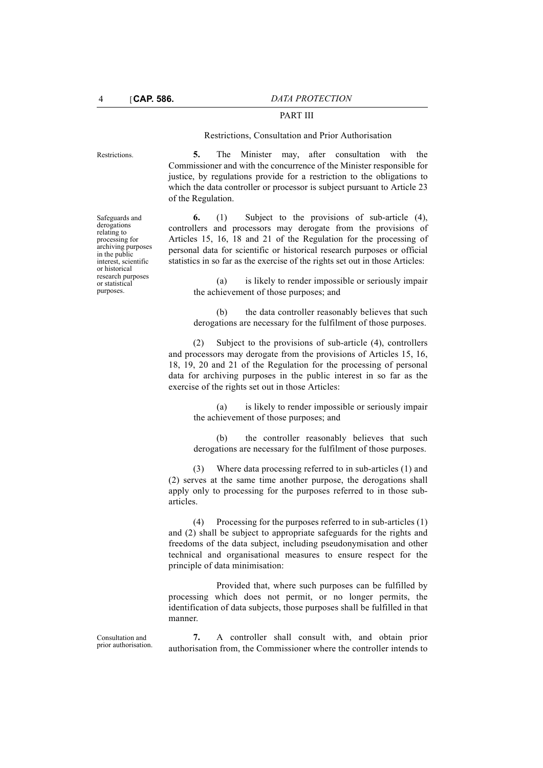## PART III

### Restrictions, Consultation and Prior Authorisation

Restrictions.

**5.** The Minister may, after consultation with the Commissioner and with the concurrence of the Minister responsible for justice, by regulations provide for a restriction to the obligations to which the data controller or processor is subject pursuant to Article 23 of the Regulation.

Safeguards and derogations relating to processing for archiving purposes in the public interest, scientific or historical research purposes or statistical purposes.

**6.** (1) Subject to the provisions of sub-article (4), controllers and processors may derogate from the provisions of Articles 15, 16, 18 and 21 of the Regulation for the processing of personal data for scientific or historical research purposes or official statistics in so far as the exercise of the rights set out in those Articles:

(a) is likely to render impossible or seriously impair the achievement of those purposes; and

(b) the data controller reasonably believes that such derogations are necessary for the fulfilment of those purposes.

(2) Subject to the provisions of sub-article (4), controllers and processors may derogate from the provisions of Articles 15, 16, 18, 19, 20 and 21 of the Regulation for the processing of personal data for archiving purposes in the public interest in so far as the exercise of the rights set out in those Articles:

(a) is likely to render impossible or seriously impair the achievement of those purposes; and

(b) the controller reasonably believes that such derogations are necessary for the fulfilment of those purposes.

(3) Where data processing referred to in sub-articles (1) and (2) serves at the same time another purpose, the derogations shall apply only to processing for the purposes referred to in those sub-articles.

(4) Processing for the purposes referred to in sub-articles (1) and (2) shall be subject to appropriate safeguards for the rights and freedoms of the data subject, including pseudonymisation and other technical and organisational measures to ensure respect for the principle of data minimisation:

Provided that, where such purposes can be fulfilled by processing which does not permit, or no longer permits, the identification of data subjects, those purposes shall be fulfilled in that manner.

Consultation and prior authorisation.

**7.** A controller shall consult with, and obtain prior authorisation from, the Commissioner where the controller intends to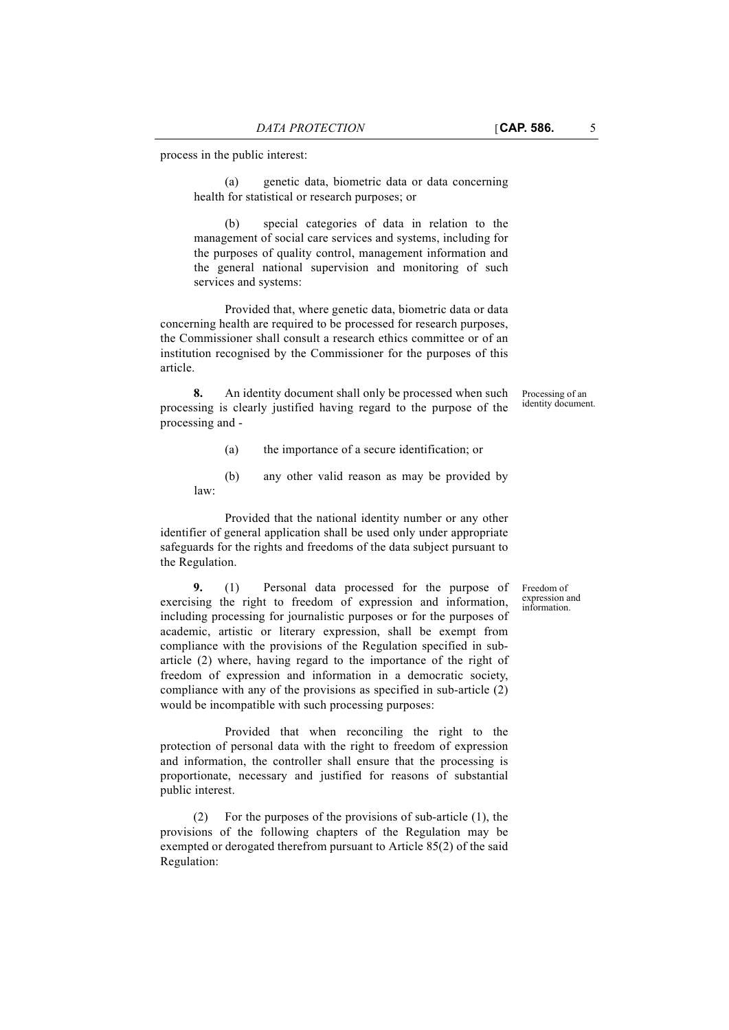process in the public interest:

(a) genetic data, biometric data or data concerning health for statistical or research purposes; or

(b) special categories of data in relation to the management of social care services and systems, including for the purposes of quality control, management information and the general national supervision and monitoring of such services and systems:

Provided that, where genetic data, biometric data or data concerning health are required to be processed for research purposes, the Commissioner shall consult a research ethics committee or of an institution recognised by the Commissioner for the purposes of this article.

Processing of an identity document.

**8.** An identity document shall only be processed when such processing is clearly justified having regard to the purpose of the processing and -

(a) the importance of a secure identification; or

(b) any other valid reason as may be provided by law:

Provided that the national identity number or any other identifier of general application shall be used only under appropriate safeguards for the rights and freedoms of the data subject pursuant to the Regulation.

Freedom of expression and information.

**9.** (1) Personal data processed for the purpose of exercising the right to freedom of expression and information, including processing for journalistic purposes or for the purposes of academic, artistic or literary expression, shall be exempt from compliance with the provisions of the Regulation specified in sub-article (2) where, having regard to the importance of the right of freedom of expression and information in a democratic society, compliance with any of the provisions as specified in sub-article (2) would be incompatible with such processing purposes:

Provided that when reconciling the right to the protection of personal data with the right to freedom of expression and information, the controller shall ensure that the processing is proportionate, necessary and justified for reasons of substantial public interest.

(2) For the purposes of the provisions of sub-article (1), the provisions of the following chapters of the Regulation may be exempted or derogated therefrom pursuant to Article 85(2) of the said Regulation: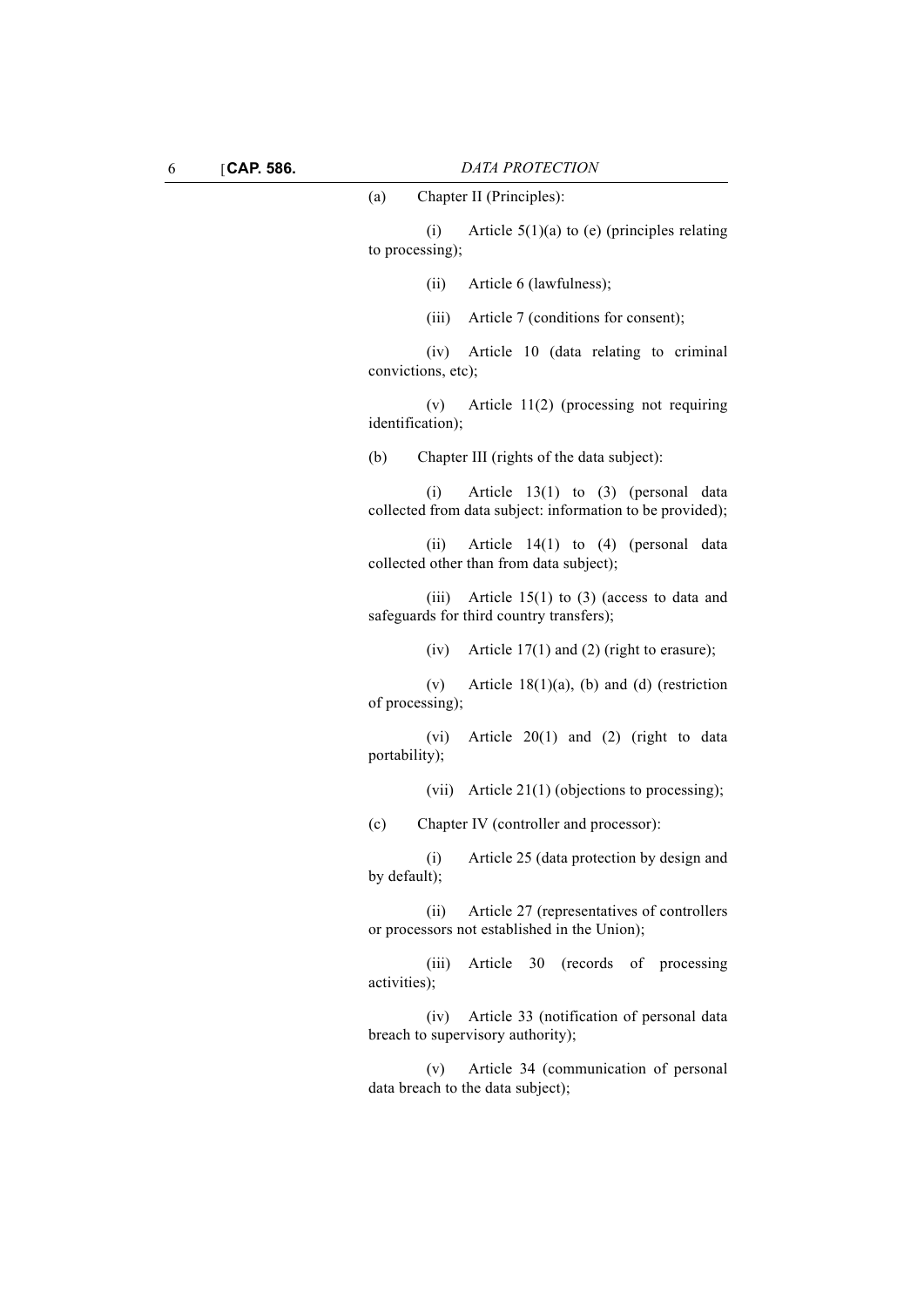(a) Chapter II (Principles):

(i) Article 5(1)(a) to (e) (principles relating to processing);

(ii) Article 6 (lawfulness);

(iii) Article 7 (conditions for consent);

(iv) Article 10 (data relating to criminal convictions, etc);

(v) Article 11(2) (processing not requiring identification);

(b) Chapter III (rights of the data subject):

(i) Article 13(1) to (3) (personal data collected from data subject: information to be provided);

(ii) Article 14(1) to (4) (personal data collected other than from data subject);

(iii) Article 15(1) to (3) (access to data and safeguards for third country transfers);

(iv) Article 17(1) and (2) (right to erasure);

(v) Article 18(1)(a), (b) and (d) (restriction of processing);

(vi) Article 20(1) and (2) (right to data portability);

(vii) Article 21(1) (objections to processing);

(c) Chapter IV (controller and processor):

(i) Article 25 (data protection by design and by default);

(ii) Article 27 (representatives of controllers or processors not established in the Union);

(iii) Article 30 (records of processing activities);

(iv) Article 33 (notification of personal data breach to supervisory authority);

(v) Article 34 (communication of personal data breach to the data subject);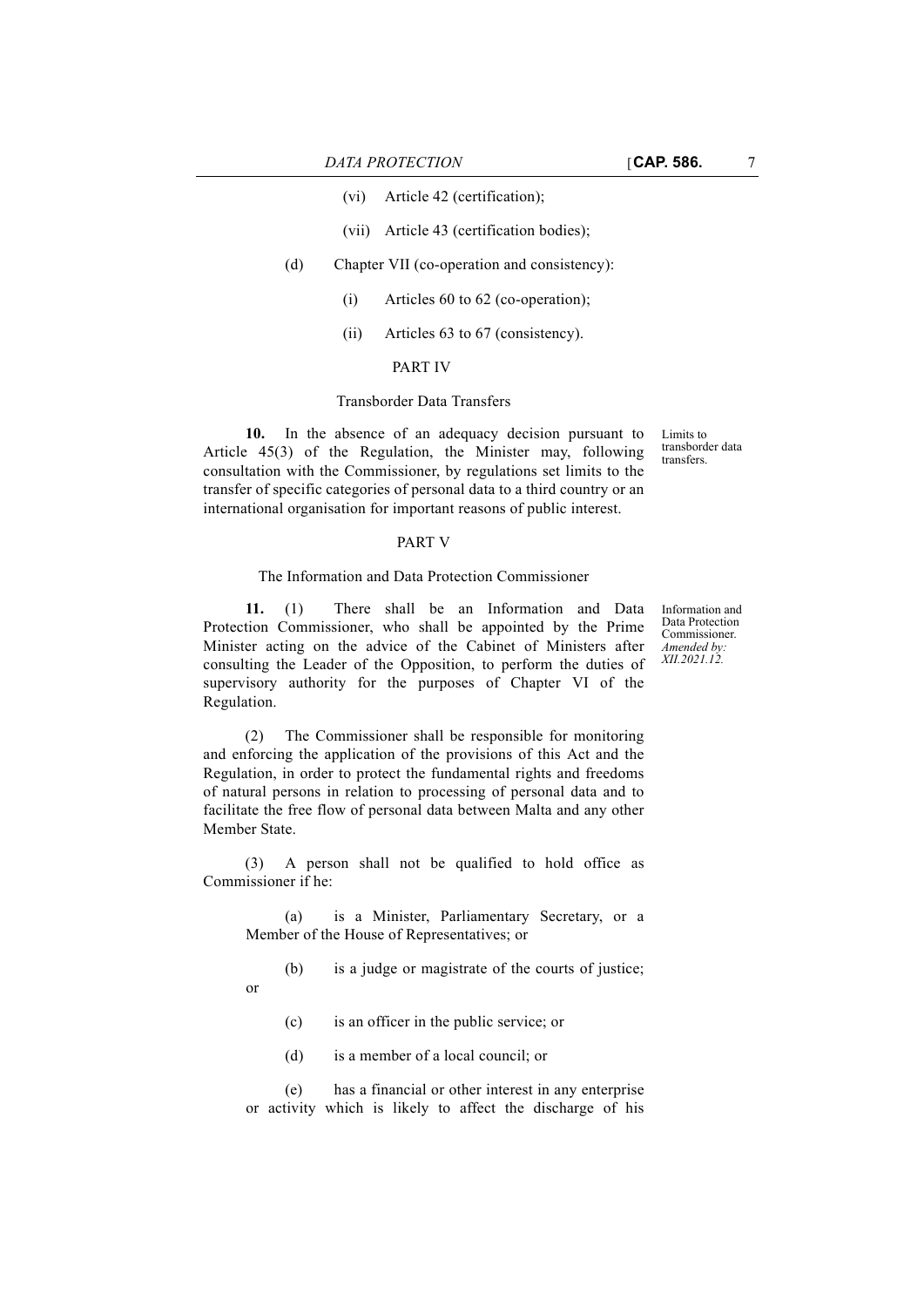(vi) Article 42 (certification);

(vii) Article 43 (certification bodies);

(d) Chapter VII (co-operation and consistency):

(i) Articles 60 to 62 (co-operation);

(ii) Articles 63 to 67 (consistency).

PART IV

Transborder Data Transfers

Limits to transborder data transfers.

**10.** In the absence of an adequacy decision pursuant to Article 45(3) of the Regulation, the Minister may, following consultation with the Commissioner, by regulations set limits to the transfer of specific categories of personal data to a third country or an international organisation for important reasons of public interest.

PART V

The Information and Data Protection Commissioner

Information and Data Protection Commissioner. *Amended by: XII.2021.12.*

**11.** (1) There shall be an Information and Data Protection Commissioner, who shall be appointed by the Prime Minister acting on the advice of the Cabinet of Ministers after consulting the Leader of the Opposition, to perform the duties of supervisory authority for the purposes of Chapter VI of the Regulation.

(2) The Commissioner shall be responsible for monitoring and enforcing the application of the provisions of this Act and the Regulation, in order to protect the fundamental rights and freedoms of natural persons in relation to processing of personal data and to facilitate the free flow of personal data between Malta and any other Member State.

(3) A person shall not be qualified to hold office as Commissioner if he:

(a) is a Minister, Parliamentary Secretary, or a Member of the House of Representatives; or

(b) is a judge or magistrate of the courts of justice; or

(c) is an officer in the public service; or

(d) is a member of a local council; or

(e) has a financial or other interest in any enterprise or activity which is likely to affect the discharge of his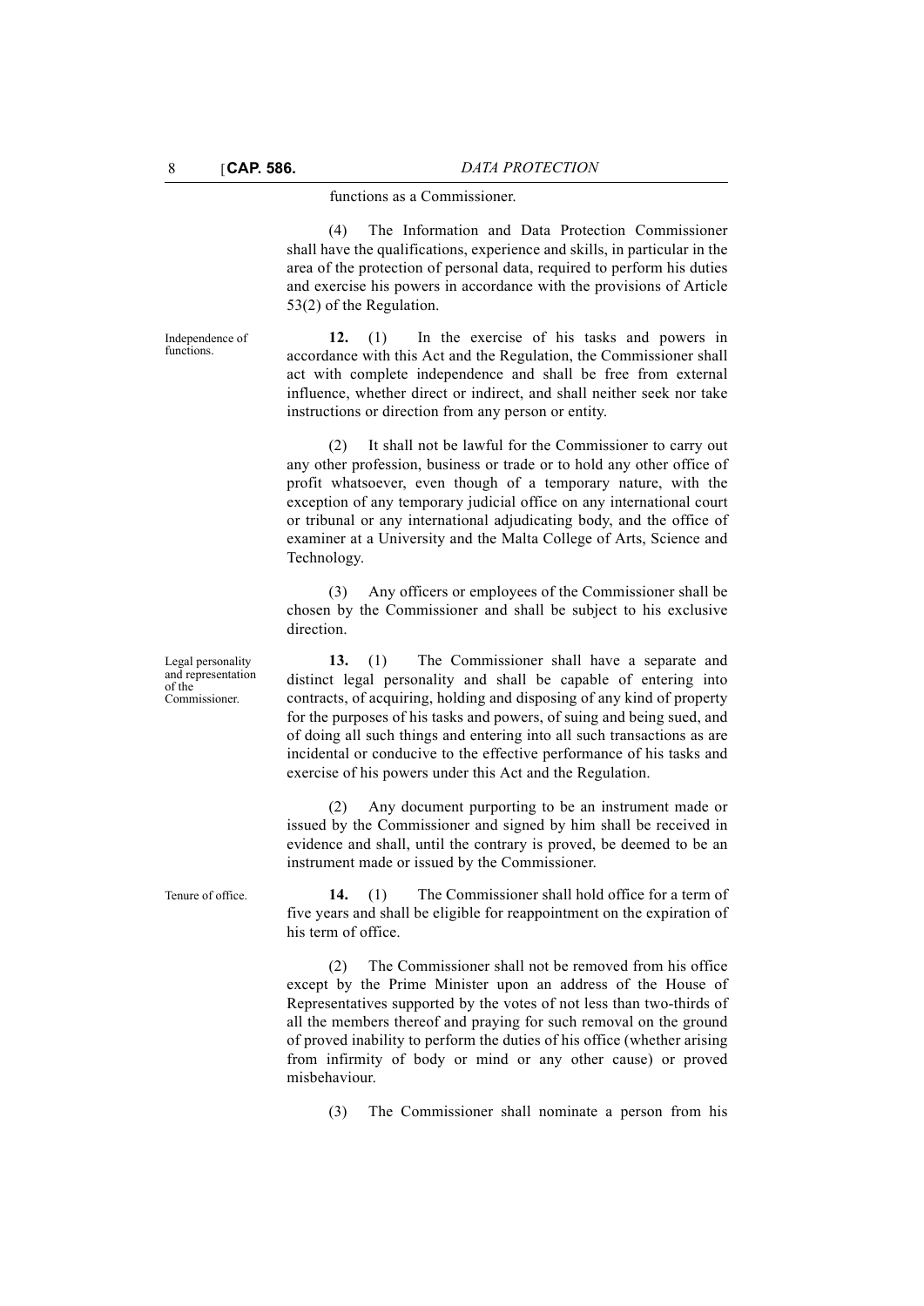functions as a Commissioner.

(4) The Information and Data Protection Commissioner shall have the qualifications, experience and skills, in particular in the area of the protection of personal data, required to perform his duties and exercise his powers in accordance with the provisions of Article 53(2) of the Regulation.

Independence of functions.

**12.** (1) In the exercise of his tasks and powers in accordance with this Act and the Regulation, the Commissioner shall act with complete independence and shall be free from external influence, whether direct or indirect, and shall neither seek nor take instructions or direction from any person or entity.

(2) It shall not be lawful for the Commissioner to carry out any other profession, business or trade or to hold any other office of profit whatsoever, even though of a temporary nature, with the exception of any temporary judicial office on any international court or tribunal or any international adjudicating body, and the office of examiner at a University and the Malta College of Arts, Science and Technology.

(3) Any officers or employees of the Commissioner shall be chosen by the Commissioner and shall be subject to his exclusive direction.

Legal personality and representation of the Commissioner.

**13.** (1) The Commissioner shall have a separate and distinct legal personality and shall be capable of entering into contracts, of acquiring, holding and disposing of any kind of property for the purposes of his tasks and powers, of suing and being sued, and of doing all such things and entering into all such transactions as are incidental or conducive to the effective performance of his tasks and exercise of his powers under this Act and the Regulation.

(2) Any document purporting to be an instrument made or issued by the Commissioner and signed by him shall be received in evidence and shall, until the contrary is proved, be deemed to be an instrument made or issued by the Commissioner.

Tenure of office.

**14.** (1) The Commissioner shall hold office for a term of five years and shall be eligible for reappointment on the expiration of his term of office.

(2) The Commissioner shall not be removed from his office except by the Prime Minister upon an address of the House of Representatives supported by the votes of not less than two-thirds of all the members thereof and praying for such removal on the ground of proved inability to perform the duties of his office (whether arising from infirmity of body or mind or any other cause) or proved misbehaviour.

(3) The Commissioner shall nominate a person from his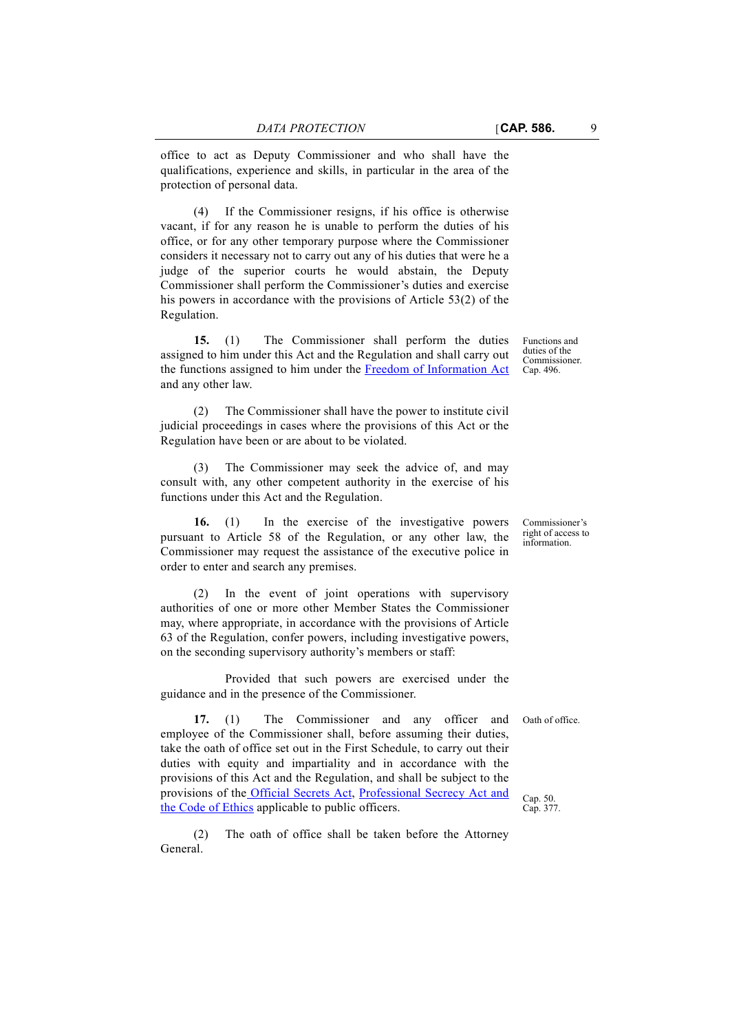office to act as Deputy Commissioner and who shall have the qualifications, experience and skills, in particular in the area of the protection of personal data.

(4) If the Commissioner resigns, if his office is otherwise vacant, if for any reason he is unable to perform the duties of his office, or for any other temporary purpose where the Commissioner considers it necessary not to carry out any of his duties that were he a judge of the superior courts he would abstain, the Deputy Commissioner shall perform the Commissioner's duties and exercise his powers in accordance with the provisions of Article 53(2) of the Regulation.

Functions and duties of the Commissioner. Cap. 496.

**15.** (1) The Commissioner shall perform the duties assigned to him under this Act and the Regulation and shall carry out the functions assigned to him under the Freedom of Information Act and any other law.

(2) The Commissioner shall have the power to institute civil judicial proceedings in cases where the provisions of this Act or the Regulation have been or are about to be violated.

(3) The Commissioner may seek the advice of, and may consult with, any other competent authority in the exercise of his functions under this Act and the Regulation.

Commissioner's right of access to information.

**16.** (1) In the exercise of the investigative powers pursuant to Article 58 of the Regulation, or any other law, the Commissioner may request the assistance of the executive police in order to enter and search any premises.

(2) In the event of joint operations with supervisory authorities of one or more other Member States the Commissioner may, where appropriate, in accordance with the provisions of Article 63 of the Regulation, confer powers, including investigative powers, on the seconding supervisory authority's members or staff:

Provided that such powers are exercised under the guidance and in the presence of the Commissioner.

Oath of office.

**17.** (1) The Commissioner and any officer and employee of the Commissioner shall, before assuming their duties, take the oath of office set out in the First Schedule, to carry out their duties with equity and impartiality and in accordance with the provisions of this Act and the Regulation, and shall be subject to the provisions of the Official Secrets Act, Professional Secrecy Act and the Code of Ethics applicable to public officers.

Cap. 50. Cap. 377.

(2) The oath of office shall be taken before the Attorney General.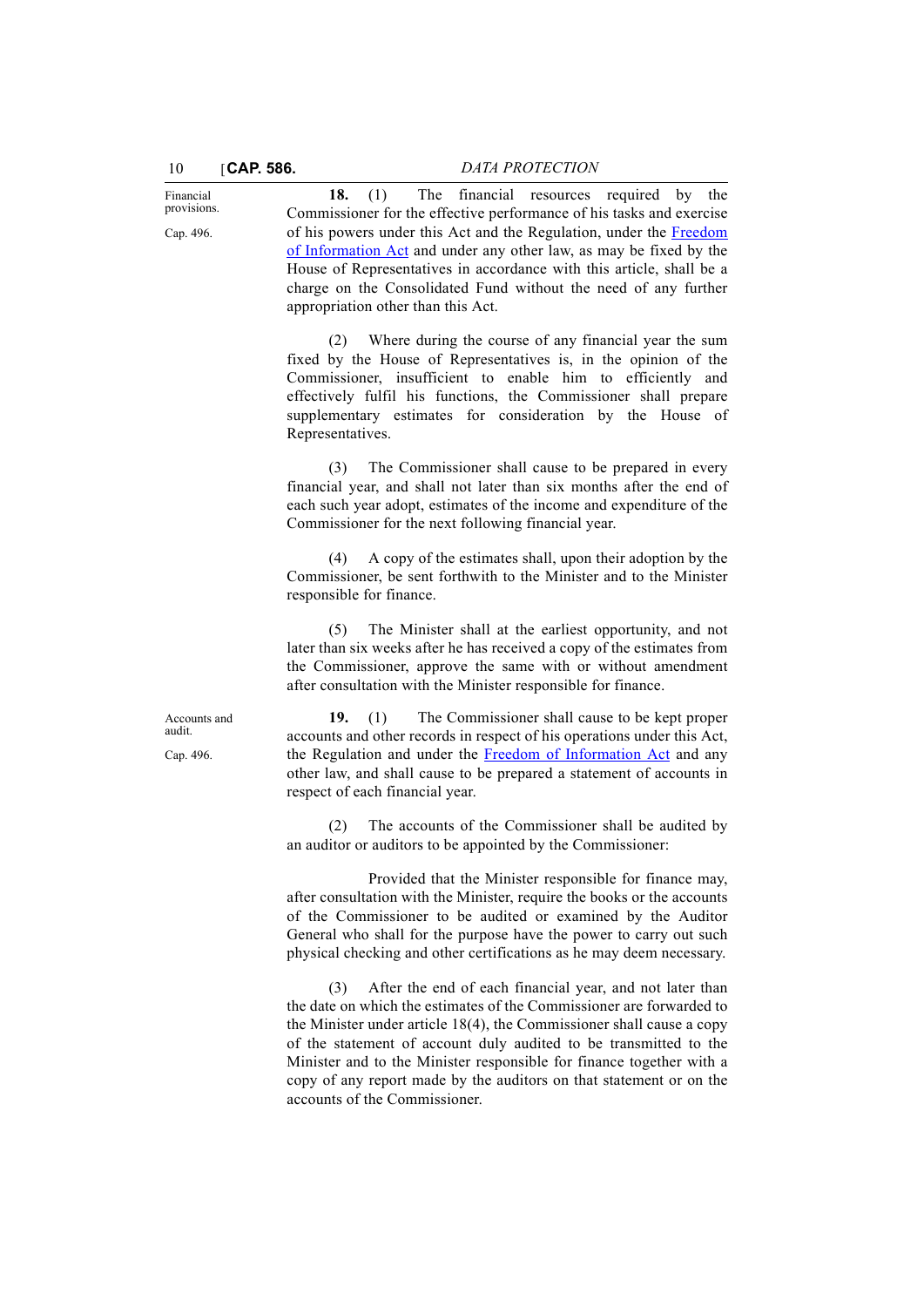Financial provisions.

Cap. 496.

**18.** (1) The financial resources required by the Commissioner for the effective performance of his tasks and exercise of his powers under this Act and the Regulation, under the Freedom of Information Act and under any other law, as may be fixed by the House of Representatives in accordance with this article, shall be a charge on the Consolidated Fund without the need of any further appropriation other than this Act.

(2) Where during the course of any financial year the sum fixed by the House of Representatives is, in the opinion of the Commissioner, insufficient to enable him to efficiently and effectively fulfil his functions, the Commissioner shall prepare supplementary estimates for consideration by the House of Representatives.

(3) The Commissioner shall cause to be prepared in every financial year, and shall not later than six months after the end of each such year adopt, estimates of the income and expenditure of the Commissioner for the next following financial year.

(4) A copy of the estimates shall, upon their adoption by the Commissioner, be sent forthwith to the Minister and to the Minister responsible for finance.

(5) The Minister shall at the earliest opportunity, and not later than six weeks after he has received a copy of the estimates from the Commissioner, approve the same with or without amendment after consultation with the Minister responsible for finance.

Accounts and audit.

Cap. 496.

**19.** (1) The Commissioner shall cause to be kept proper accounts and other records in respect of his operations under this Act, the Regulation and under the Freedom of Information Act and any other law, and shall cause to be prepared a statement of accounts in respect of each financial year.

(2) The accounts of the Commissioner shall be audited by an auditor or auditors to be appointed by the Commissioner:

Provided that the Minister responsible for finance may, after consultation with the Minister, require the books or the accounts of the Commissioner to be audited or examined by the Auditor General who shall for the purpose have the power to carry out such physical checking and other certifications as he may deem necessary.

(3) After the end of each financial year, and not later than the date on which the estimates of the Commissioner are forwarded to the Minister under article 18(4), the Commissioner shall cause a copy of the statement of account duly audited to be transmitted to the Minister and to the Minister responsible for finance together with a copy of any report made by the auditors on that statement or on the accounts of the Commissioner.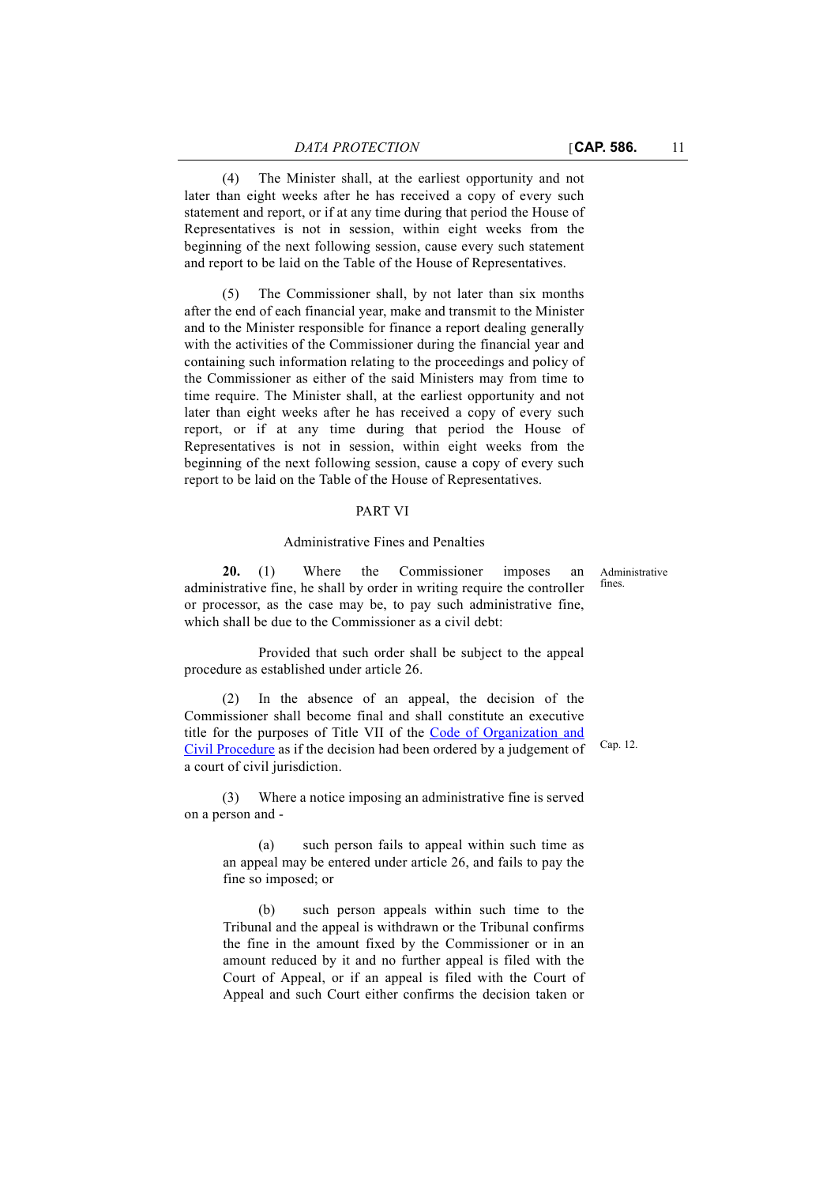(4) The Minister shall, at the earliest opportunity and not later than eight weeks after he has received a copy of every such statement and report, or if at any time during that period the House of Representatives is not in session, within eight weeks from the beginning of the next following session, cause every such statement and report to be laid on the Table of the House of Representatives.

(5) The Commissioner shall, by not later than six months after the end of each financial year, make and transmit to the Minister and to the Minister responsible for finance a report dealing generally with the activities of the Commissioner during the financial year and containing such information relating to the proceedings and policy of the Commissioner as either of the said Ministers may from time to time require. The Minister shall, at the earliest opportunity and not later than eight weeks after he has received a copy of every such report, or if at any time during that period the House of Representatives is not in session, within eight weeks from the beginning of the next following session, cause a copy of every such report to be laid on the Table of the House of Representatives.

## PART VI

### Administrative Fines and Penalties

*Administrative fines.*

**20.** (1) Where the Commissioner imposes an administrative fine, he shall by order in writing require the controller or processor, as the case may be, to pay such administrative fine, which shall be due to the Commissioner as a civil debt:

Provided that such order shall be subject to the appeal procedure as established under article 26.

(2) In the absence of an appeal, the decision of the Commissioner shall become final and shall constitute an executive title for the purposes of Title VII of the Code of Organization and Civil Procedure as if the decision had been ordered by a judgement of a court of civil jurisdiction.

*Cap. 12.*

(3) Where a notice imposing an administrative fine is served on a person and -

(a) such person fails to appeal within such time as an appeal may be entered under article 26, and fails to pay the fine so imposed; or

(b) such person appeals within such time to the Tribunal and the appeal is withdrawn or the Tribunal confirms the fine in the amount fixed by the Commissioner or in an amount reduced by it and no further appeal is filed with the Court of Appeal, or if an appeal is filed with the Court of Appeal and such Court either confirms the decision taken or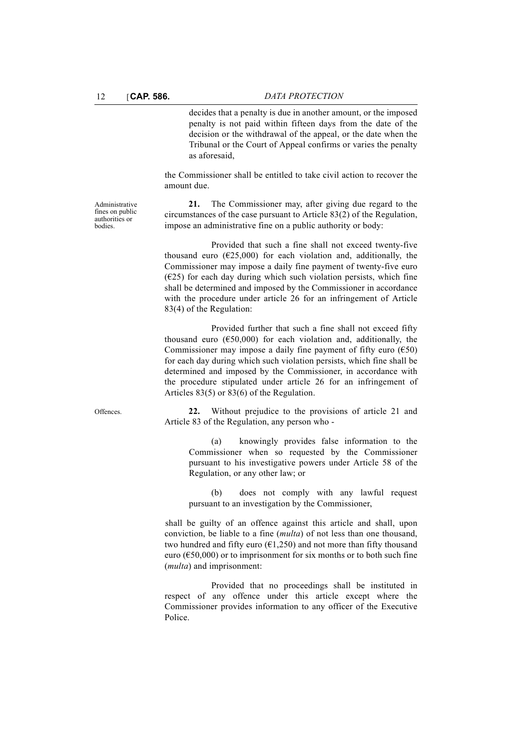decides that a penalty is due in another amount, or the imposed penalty is not paid within fifteen days from the date of the decision or the withdrawal of the appeal, or the date when the Tribunal or the Court of Appeal confirms or varies the penalty as aforesaid,

the Commissioner shall be entitled to take civil action to recover the amount due.

Administrative fines on public authorities or bodies.

**21.** The Commissioner may, after giving due regard to the circumstances of the case pursuant to Article 83(2) of the Regulation, impose an administrative fine on a public authority or body:

Provided that such a fine shall not exceed twenty-five thousand euro (€25,000) for each violation and, additionally, the Commissioner may impose a daily fine payment of twenty-five euro (€25) for each day during which such violation persists, which fine shall be determined and imposed by the Commissioner in accordance with the procedure under article 26 for an infringement of Article 83(4) of the Regulation:

Provided further that such a fine shall not exceed fifty thousand euro (€50,000) for each violation and, additionally, the Commissioner may impose a daily fine payment of fifty euro (€50) for each day during which such violation persists, which fine shall be determined and imposed by the Commissioner, in accordance with the procedure stipulated under article 26 for an infringement of Articles 83(5) or 83(6) of the Regulation.

Offences.

**22.** Without prejudice to the provisions of article 21 and Article 83 of the Regulation, any person who -

(a) knowingly provides false information to the Commissioner when so requested by the Commissioner pursuant to his investigative powers under Article 58 of the Regulation, or any other law; or

(b) does not comply with any lawful request pursuant to an investigation by the Commissioner,

shall be guilty of an offence against this article and shall, upon conviction, be liable to a fine (*multa*) of not less than one thousand, two hundred and fifty euro (€1,250) and not more than fifty thousand euro (€50,000) or to imprisonment for six months or to both such fine (*multa*) and imprisonment:

Provided that no proceedings shall be instituted in respect of any offence under this article except where the Commissioner provides information to any officer of the Executive Police.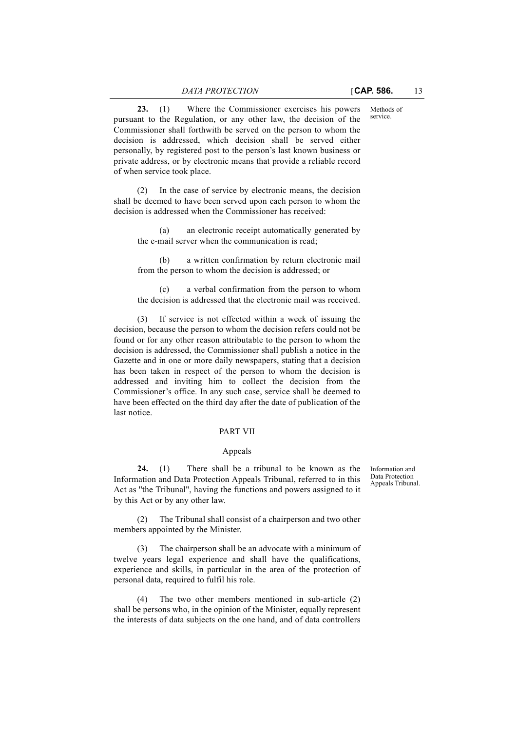**23.** (1) Where the Commissioner exercises his powers pursuant to the Regulation, or any other law, the decision of the Commissioner shall forthwith be served on the person to whom the decision is addressed, which decision shall be served either personally, by registered post to the person's last known business or private address, or by electronic means that provide a reliable record of when service took place.

Methods of service.

(2) In the case of service by electronic means, the decision shall be deemed to have been served upon each person to whom the decision is addressed when the Commissioner has received:

(a) an electronic receipt automatically generated by the e-mail server when the communication is read;

(b) a written confirmation by return electronic mail from the person to whom the decision is addressed; or

(c) a verbal confirmation from the person to whom the decision is addressed that the electronic mail was received.

(3) If service is not effected within a week of issuing the decision, because the person to whom the decision refers could not be found or for any other reason attributable to the person to whom the decision is addressed, the Commissioner shall publish a notice in the Gazette and in one or more daily newspapers, stating that a decision has been taken in respect of the person to whom the decision is addressed and inviting him to collect the decision from the Commissioner's office. In any such case, service shall be deemed to have been effected on the third day after the date of publication of the last notice.

## PART VII

### Appeals

**24.** (1) There shall be a tribunal to be known as the Information and Data Protection Appeals Tribunal, referred to in this Act as "the Tribunal", having the functions and powers assigned to it by this Act or by any other law.

Information and Data Protection Appeals Tribunal.

(2) The Tribunal shall consist of a chairperson and two other members appointed by the Minister.

(3) The chairperson shall be an advocate with a minimum of twelve years legal experience and shall have the qualifications, experience and skills, in particular in the area of the protection of personal data, required to fulfil his role.

(4) The two other members mentioned in sub-article (2) shall be persons who, in the opinion of the Minister, equally represent the interests of data subjects on the one hand, and of data controllers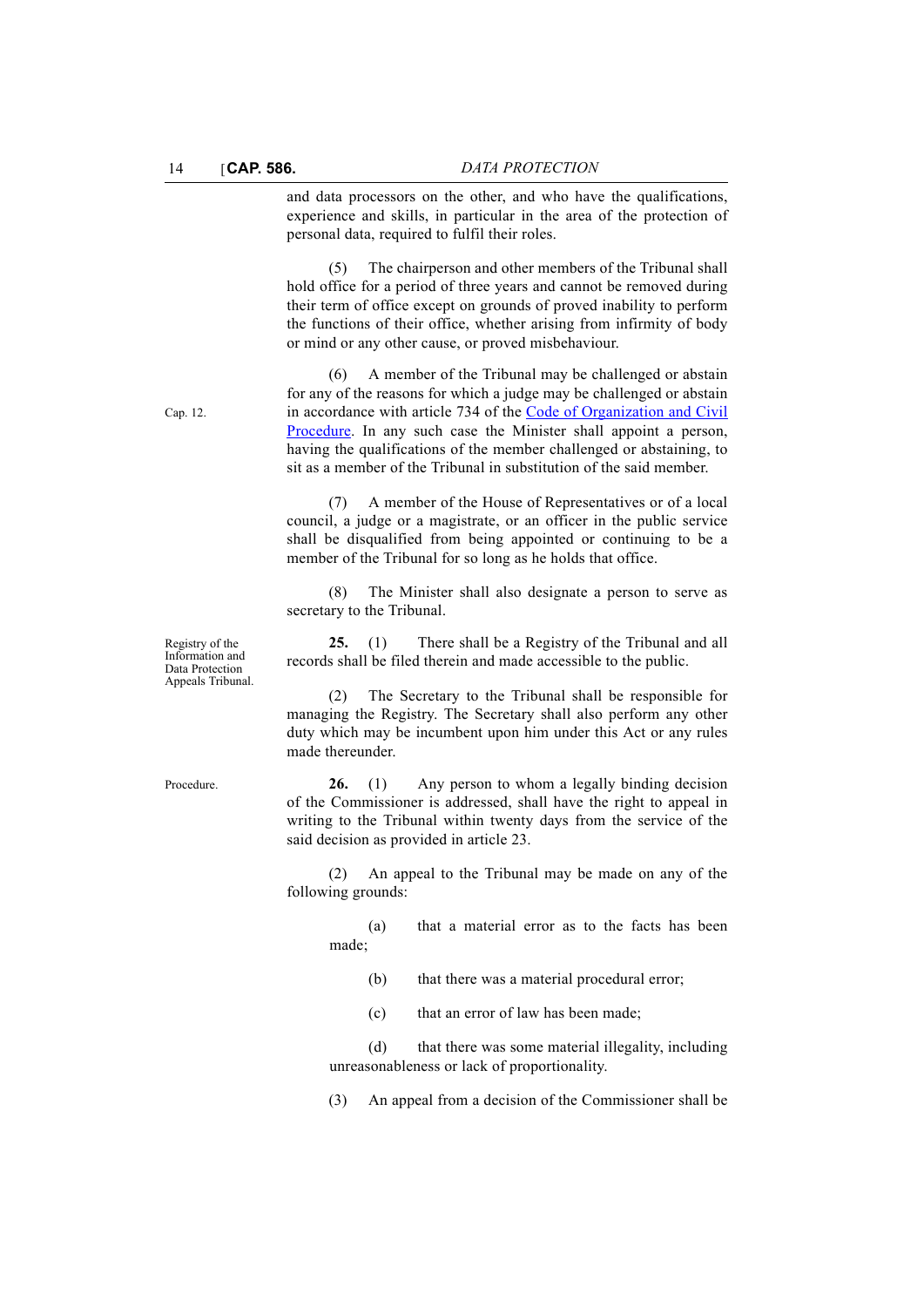and data processors on the other, and who have the qualifications, experience and skills, in particular in the area of the protection of personal data, required to fulfil their roles.

(5) The chairperson and other members of the Tribunal shall hold office for a period of three years and cannot be removed during their term of office except on grounds of proved inability to perform the functions of their office, whether arising from infirmity of body or mind or any other cause, or proved misbehaviour.

Cap. 12.

(6) A member of the Tribunal may be challenged or abstain for any of the reasons for which a judge may be challenged or abstain in accordance with article 734 of the [Code of Organization and Civil Procedure](). In any such case the Minister shall appoint a person, having the qualifications of the member challenged or abstaining, to sit as a member of the Tribunal in substitution of the said member.

(7) A member of the House of Representatives or of a local council, a judge or a magistrate, or an officer in the public service shall be disqualified from being appointed or continuing to be a member of the Tribunal for so long as he holds that office.

(8) The Minister shall also designate a person to serve as secretary to the Tribunal.

Registry of the Information and Data Protection Appeals Tribunal.

**25.** (1) There shall be a Registry of the Tribunal and all records shall be filed therein and made accessible to the public.

(2) The Secretary to the Tribunal shall be responsible for managing the Registry. The Secretary shall also perform any other duty which may be incumbent upon him under this Act or any rules made thereunder.

Procedure.

**26.** (1) Any person to whom a legally binding decision of the Commissioner is addressed, shall have the right to appeal in writing to the Tribunal within twenty days from the service of the said decision as provided in article 23.

(2) An appeal to the Tribunal may be made on any of the following grounds:

(a) that a material error as to the facts has been made;

(b) that there was a material procedural error;

(c) that an error of law has been made;

(d) that there was some material illegality, including unreasonableness or lack of proportionality.

(3) An appeal from a decision of the Commissioner shall be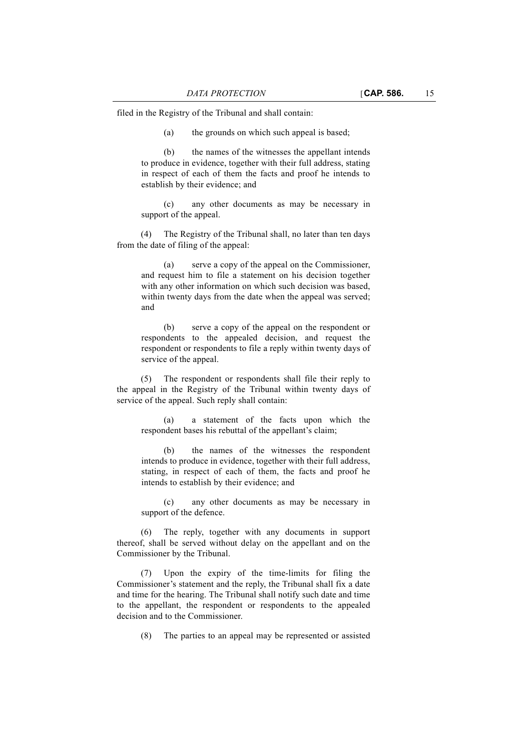filed in the Registry of the Tribunal and shall contain:

(a) the grounds on which such appeal is based;

(b) the names of the witnesses the appellant intends to produce in evidence, together with their full address, stating in respect of each of them the facts and proof he intends to establish by their evidence; and

(c) any other documents as may be necessary in support of the appeal.

(4) The Registry of the Tribunal shall, no later than ten days from the date of filing of the appeal:

(a) serve a copy of the appeal on the Commissioner, and request him to file a statement on his decision together with any other information on which such decision was based, within twenty days from the date when the appeal was served; and

(b) serve a copy of the appeal on the respondent or respondents to the appealed decision, and request the respondent or respondents to file a reply within twenty days of service of the appeal.

(5) The respondent or respondents shall file their reply to the appeal in the Registry of the Tribunal within twenty days of service of the appeal. Such reply shall contain:

(a) a statement of the facts upon which the respondent bases his rebuttal of the appellant's claim;

(b) the names of the witnesses the respondent intends to produce in evidence, together with their full address, stating, in respect of each of them, the facts and proof he intends to establish by their evidence; and

(c) any other documents as may be necessary in support of the defence.

(6) The reply, together with any documents in support thereof, shall be served without delay on the appellant and on the Commissioner by the Tribunal.

(7) Upon the expiry of the time-limits for filing the Commissioner's statement and the reply, the Tribunal shall fix a date and time for the hearing. The Tribunal shall notify such date and time to the appellant, the respondent or respondents to the appealed decision and to the Commissioner.

(8) The parties to an appeal may be represented or assisted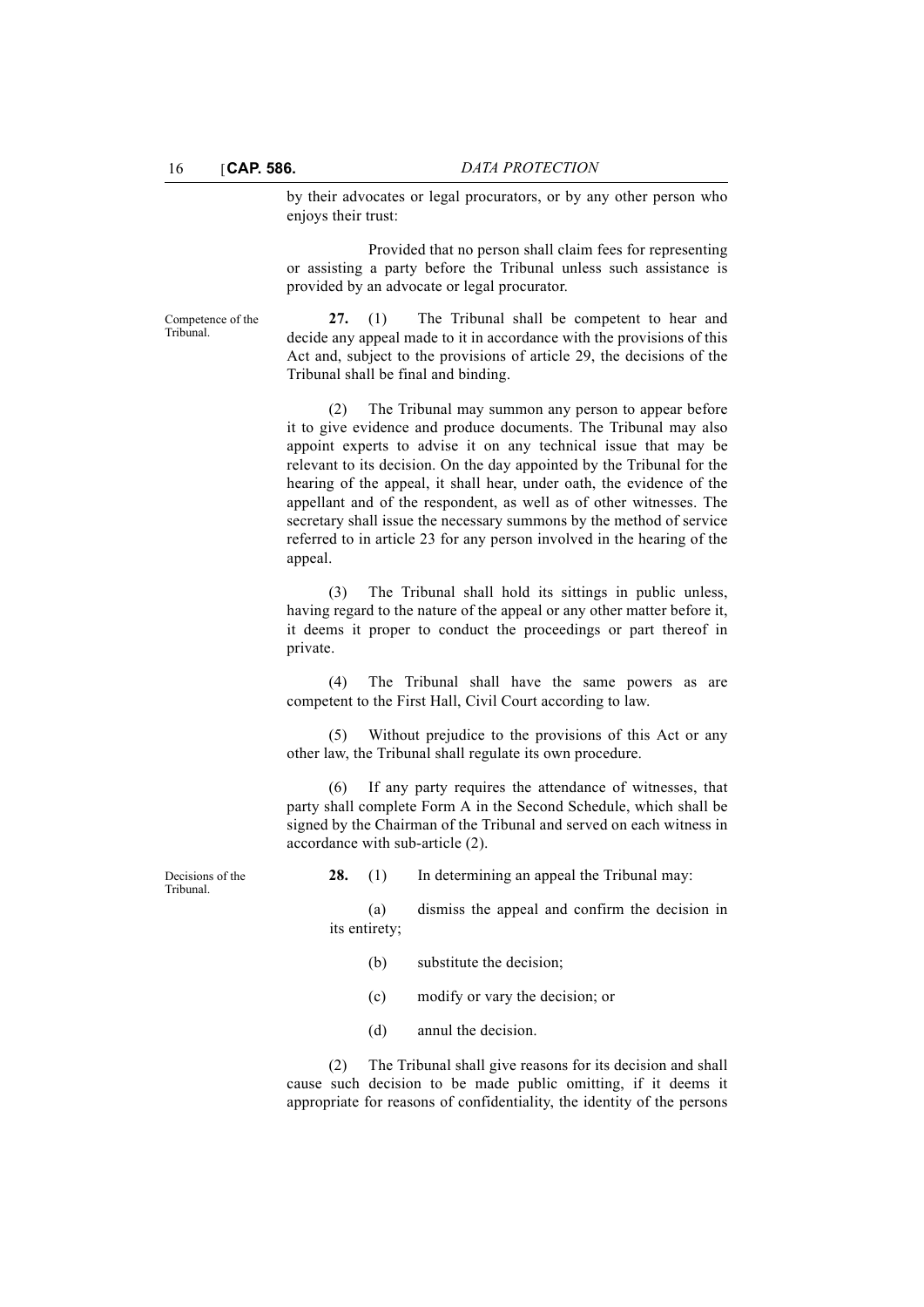by their advocates or legal procurators, or by any other person who enjoys their trust:

Provided that no person shall claim fees for representing or assisting a party before the Tribunal unless such assistance is provided by an advocate or legal procurator.

Competence of the Tribunal.

**27.** (1) The Tribunal shall be competent to hear and decide any appeal made to it in accordance with the provisions of this Act and, subject to the provisions of article 29, the decisions of the Tribunal shall be final and binding.

(2) The Tribunal may summon any person to appear before it to give evidence and produce documents. The Tribunal may also appoint experts to advise it on any technical issue that may be relevant to its decision. On the day appointed by the Tribunal for the hearing of the appeal, it shall hear, under oath, the evidence of the appellant and of the respondent, as well as of other witnesses. The secretary shall issue the necessary summons by the method of service referred to in article 23 for any person involved in the hearing of the appeal.

(3) The Tribunal shall hold its sittings in public unless, having regard to the nature of the appeal or any other matter before it, it deems it proper to conduct the proceedings or part thereof in private.

(4) The Tribunal shall have the same powers as are competent to the First Hall, Civil Court according to law.

(5) Without prejudice to the provisions of this Act or any other law, the Tribunal shall regulate its own procedure.

(6) If any party requires the attendance of witnesses, that party shall complete Form A in the Second Schedule, which shall be signed by the Chairman of the Tribunal and served on each witness in accordance with sub-article (2).

Decisions of the Tribunal.

**28.** (1) In determining an appeal the Tribunal may:

(a) dismiss the appeal and confirm the decision in its entirety;

(b) substitute the decision;

(c) modify or vary the decision; or

(d) annul the decision.

(2) The Tribunal shall give reasons for its decision and shall cause such decision to be made public omitting, if it deems it appropriate for reasons of confidentiality, the identity of the persons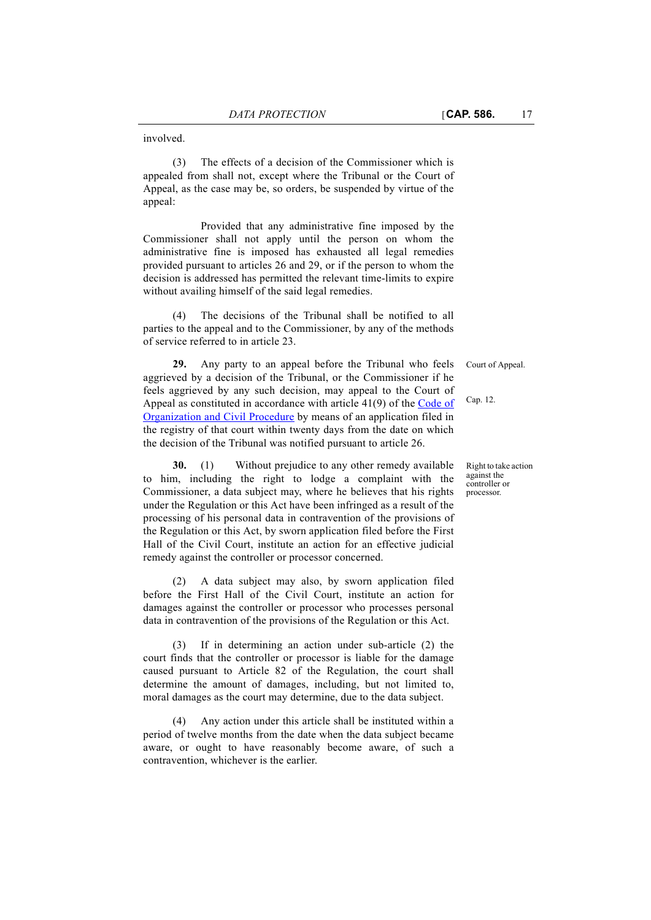involved.

(3) The effects of a decision of the Commissioner which is appealed from shall not, except where the Tribunal or the Court of Appeal, as the case may be, so orders, be suspended by virtue of the appeal:

Provided that any administrative fine imposed by the Commissioner shall not apply until the person on whom the administrative fine is imposed has exhausted all legal remedies provided pursuant to articles 26 and 29, or if the person to whom the decision is addressed has permitted the relevant time-limits to expire without availing himself of the said legal remedies.

(4) The decisions of the Tribunal shall be notified to all parties to the appeal and to the Commissioner, by any of the methods of service referred to in article 23.

Court of Appeal.

Cap. 12.

**29.** Any party to an appeal before the Tribunal who feels aggrieved by a decision of the Tribunal, or the Commissioner if he feels aggrieved by any such decision, may appeal to the Court of Appeal as constituted in accordance with article 41(9) of the Code of Organization and Civil Procedure by means of an application filed in the registry of that court within twenty days from the date on which the decision of the Tribunal was notified pursuant to article 26.

Right to take action against the controller or processor.

**30.** (1) Without prejudice to any other remedy available to him, including the right to lodge a complaint with the Commissioner, a data subject may, where he believes that his rights under the Regulation or this Act have been infringed as a result of the processing of his personal data in contravention of the provisions of the Regulation or this Act, by sworn application filed before the First Hall of the Civil Court, institute an action for an effective judicial remedy against the controller or processor concerned.

(2) A data subject may also, by sworn application filed before the First Hall of the Civil Court, institute an action for damages against the controller or processor who processes personal data in contravention of the provisions of the Regulation or this Act.

(3) If in determining an action under sub-article (2) the court finds that the controller or processor is liable for the damage caused pursuant to Article 82 of the Regulation, the court shall determine the amount of damages, including, but not limited to, moral damages as the court may determine, due to the data subject.

(4) Any action under this article shall be instituted within a period of twelve months from the date when the data subject became aware, or ought to have reasonably become aware, of such a contravention, whichever is the earlier.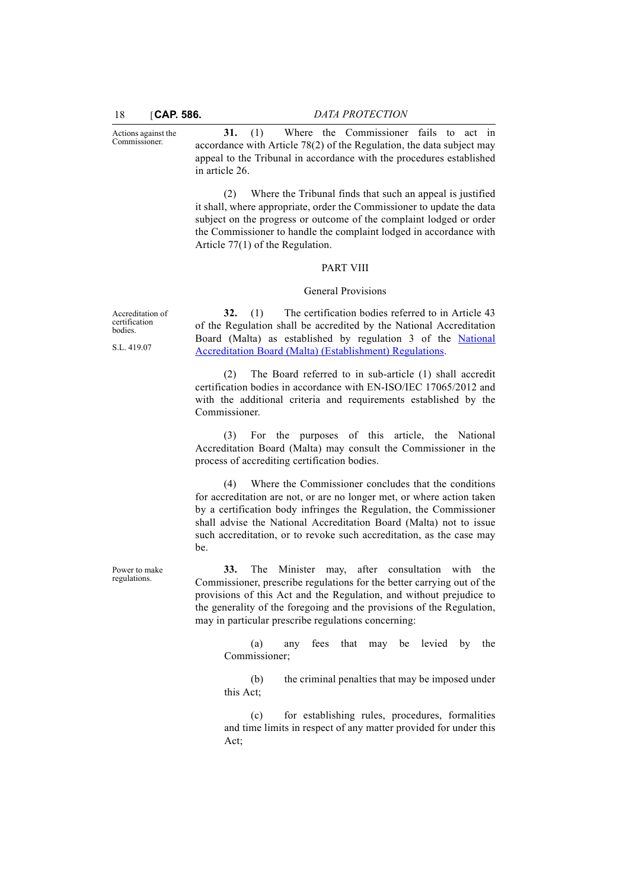*Actions against the Commissioner.*

**31.** (1) Where the Commissioner fails to act in accordance with Article 78(2) of the Regulation, the data subject may appeal to the Tribunal in accordance with the procedures established in article 26.

(2) Where the Tribunal finds that such an appeal is justified it shall, where appropriate, order the Commissioner to update the data subject on the progress or outcome of the complaint lodged or order the Commissioner to handle the complaint lodged in accordance with Article 77(1) of the Regulation.

PART VIII

General Provisions

*Accreditation of certification bodies.*

*S.L. 419.07*

**32.** (1) The certification bodies referred to in Article 43 of the Regulation shall be accredited by the National Accreditation Board (Malta) as established by regulation 3 of the National Accreditation Board (Malta) (Establishment) Regulations.

(2) The Board referred to in sub-article (1) shall accredit certification bodies in accordance with EN-ISO/IEC 17065/2012 and with the additional criteria and requirements established by the Commissioner.

(3) For the purposes of this article, the National Accreditation Board (Malta) may consult the Commissioner in the process of accrediting certification bodies.

(4) Where the Commissioner concludes that the conditions for accreditation are not, or are no longer met, or where action taken by a certification body infringes the Regulation, the Commissioner shall advise the National Accreditation Board (Malta) not to issue such accreditation, or to revoke such accreditation, as the case may be.

*Power to make regulations.*

**33.** The Minister may, after consultation with the Commissioner, prescribe regulations for the better carrying out of the provisions of this Act and the Regulation, and without prejudice to the generality of the foregoing and the provisions of the Regulation, may in particular prescribe regulations concerning:

(a) any fees that may be levied by the Commissioner;

(b) the criminal penalties that may be imposed under this Act;

(c) for establishing rules, procedures, formalities and time limits in respect of any matter provided for under this Act;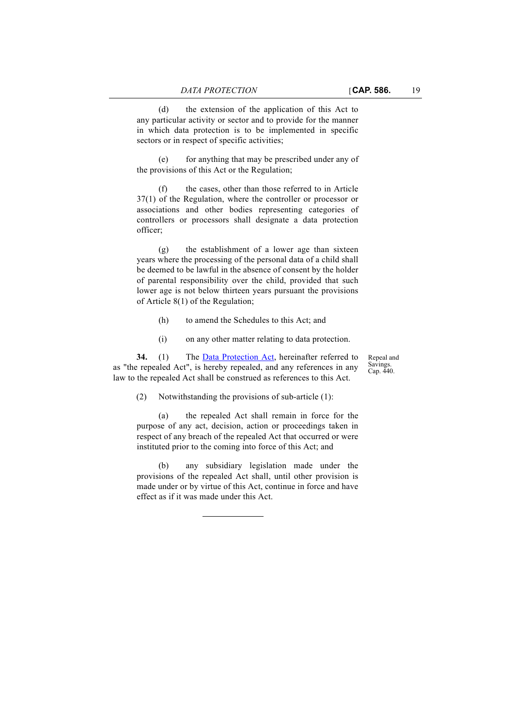(d) the extension of the application of this Act to any particular activity or sector and to provide for the manner in which data protection is to be implemented in specific sectors or in respect of specific activities;

(e) for anything that may be prescribed under any of the provisions of this Act or the Regulation;

(f) the cases, other than those referred to in Article 37(1) of the Regulation, where the controller or processor or associations and other bodies representing categories of controllers or processors shall designate a data protection officer;

(g) the establishment of a lower age than sixteen years where the processing of the personal data of a child shall be deemed to be lawful in the absence of consent by the holder of parental responsibility over the child, provided that such lower age is not below thirteen years pursuant the provisions of Article 8(1) of the Regulation;

(h) to amend the Schedules to this Act; and

(i) on any other matter relating to data protection.

Repeal and Savings. Cap. 440.

**34.** (1) The Data Protection Act, hereinafter referred to as "the repealed Act", is hereby repealed, and any references in any law to the repealed Act shall be construed as references to this Act.

(2) Notwithstanding the provisions of sub-article (1):

(a) the repealed Act shall remain in force for the purpose of any act, decision, action or proceedings taken in respect of any breach of the repealed Act that occurred or were instituted prior to the coming into force of this Act; and

(b) any subsidiary legislation made under the provisions of the repealed Act shall, until other provision is made under or by virtue of this Act, continue in force and have effect as if it was made under this Act.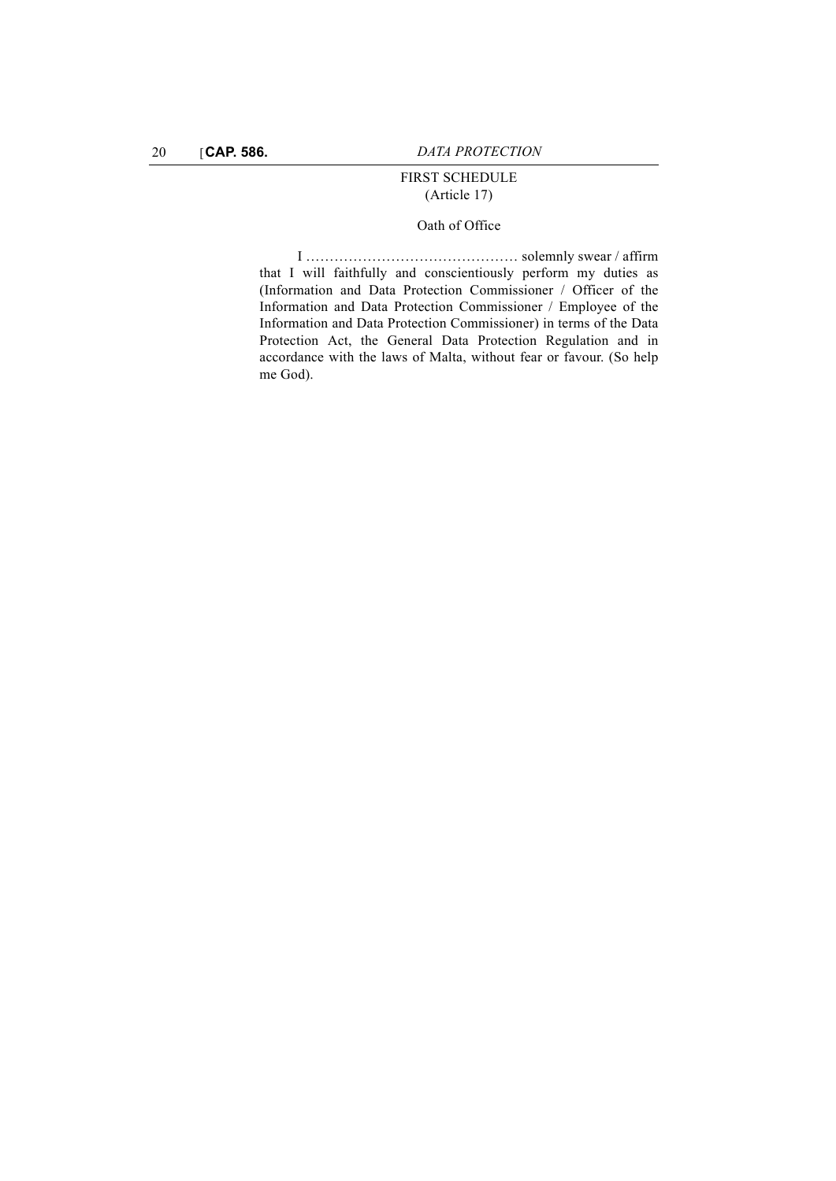## FIRST SCHEDULE
(Article 17)

### Oath of Office

I ……………………………………… solemnly swear / affirm that I will faithfully and conscientiously perform my duties as (Information and Data Protection Commissioner / Officer of the Information and Data Protection Commissioner / Employee of the Information and Data Protection Commissioner) in terms of the Data Protection Act, the General Data Protection Regulation and in accordance with the laws of Malta, without fear or favour. (So help me God).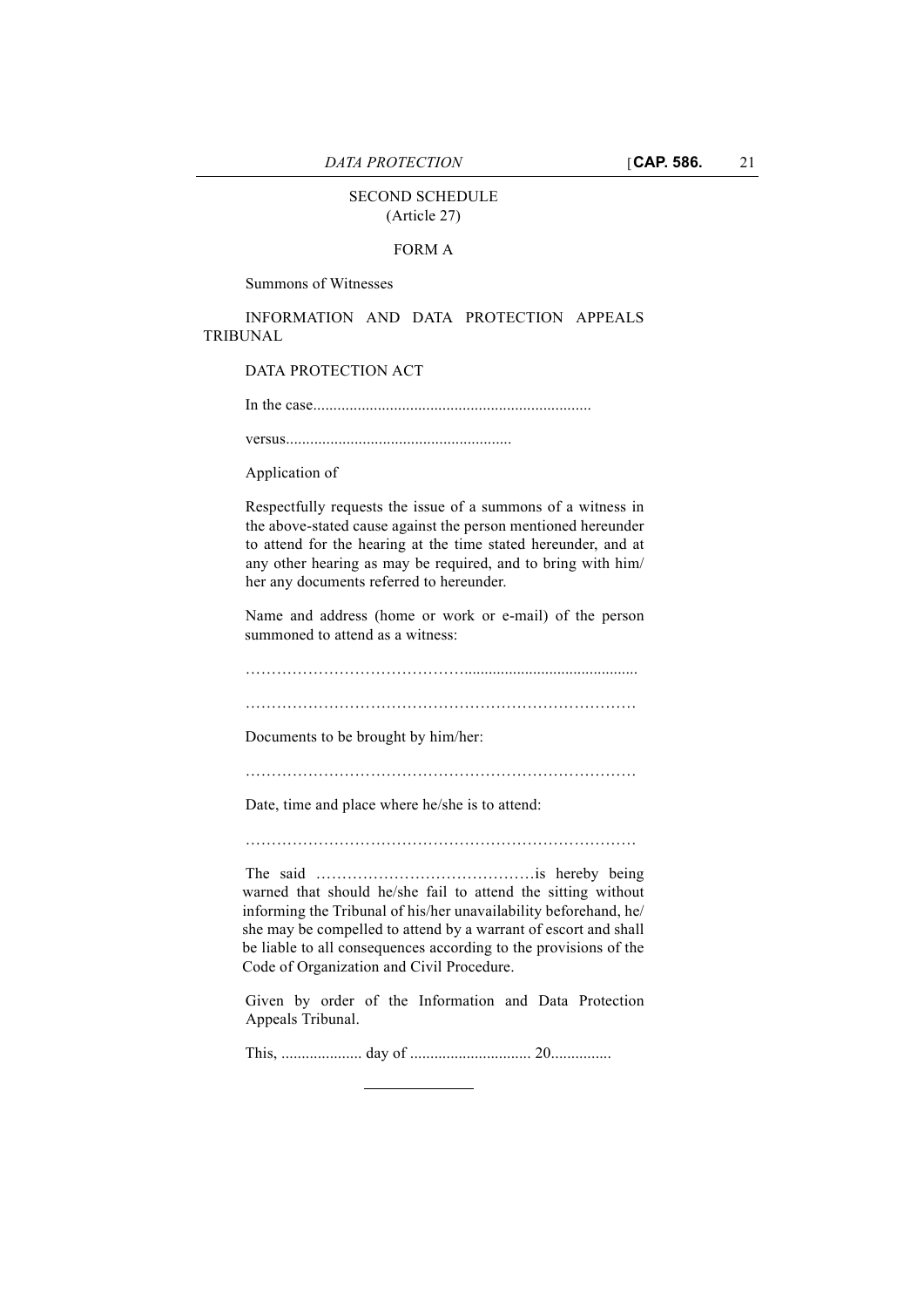## SECOND SCHEDULE
(Article 27)

### FORM A

Summons of Witnesses

INFORMATION AND DATA PROTECTION APPEALS TRIBUNAL

DATA PROTECTION ACT

In the case....................................................................

versus.......................................................

Application of

Respectfully requests the issue of a summons of a witness in the above-stated cause against the person mentioned hereunder to attend for the hearing at the time stated hereunder, and at any other hearing as may be required, and to bring with him/her any documents referred to hereunder.

Name and address (home or work or e-mail) of the person summoned to attend as a witness:

……………………………………...........................................

…………………………………………………………………

Documents to be brought by him/her:

…………………………………………………………………

Date, time and place where he/she is to attend:

…………………………………………………………………

The said ……………………………………is hereby being warned that should he/she fail to attend the sitting without informing the Tribunal of his/her unavailability beforehand, he/she may be compelled to attend by a warrant of escort and shall be liable to all consequences according to the provisions of the Code of Organization and Civil Procedure.

Given by order of the Information and Data Protection Appeals Tribunal.

This, .................... day of .............................. 20...............